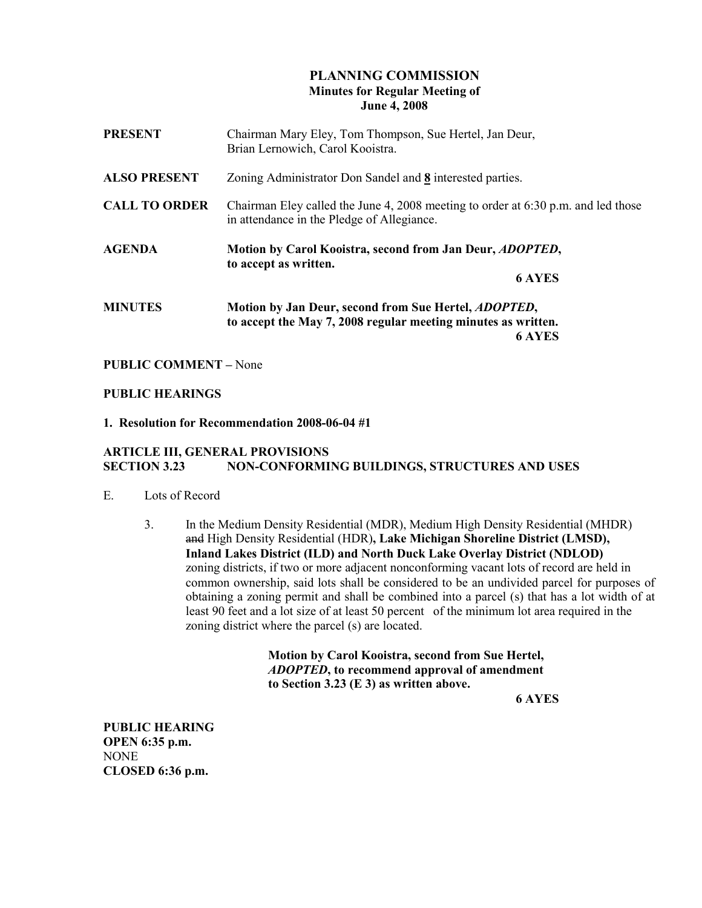# PLANNING COMMISSION

**Minutes for Regular Meeting of**
**June 4, 2008**

**PRESENT** Chairman Mary Eley, Tom Thompson, Sue Hertel, Jan Deur, Brian Lernowich, Carol Kooistra.

**ALSO PRESENT** Zoning Administrator Don Sandel and **8** interested parties.

**CALL TO ORDER** Chairman Eley called the June 4, 2008 meeting to order at 6:30 p.m. and led those in attendance in the Pledge of Allegiance.

**AGENDA** **Motion by Carol Kooistra, second from Jan Deur, *ADOPTED*, to accept as written.**

**6 AYES**

**MINUTES** **Motion by Jan Deur, second from Sue Hertel, *ADOPTED*, to accept the May 7, 2008 regular meeting minutes as written.**

**6 AYES**

**PUBLIC COMMENT –** None

**PUBLIC HEARINGS**

**1. Resolution for Recommendation 2008-06-04 #1**

**ARTICLE III, GENERAL PROVISIONS**
**SECTION 3.23 NON-CONFORMING BUILDINGS, STRUCTURES AND USES**

E. Lots of Record

3. In the Medium Density Residential (MDR), Medium High Density Residential (MHDR) ~~and~~ High Density Residential (HDR)**, Lake Michigan Shoreline District (LMSD), Inland Lakes District (ILD) and North Duck Lake Overlay District (NDLOD)** zoning districts, if two or more adjacent nonconforming vacant lots of record are held in common ownership, said lots shall be considered to be an undivided parcel for purposes of obtaining a zoning permit and shall be combined into a parcel (s) that has a lot width of at least 90 feet and a lot size of at least 50 percent of the minimum lot area required in the zoning district where the parcel (s) are located.

**Motion by Carol Kooistra, second from Sue Hertel, *ADOPTED*, to recommend approval of amendment to Section 3.23 (E 3) as written above.**

**6 AYES**

**PUBLIC HEARING**
**OPEN 6:35 p.m.**
NONE
**CLOSED 6:36 p.m.**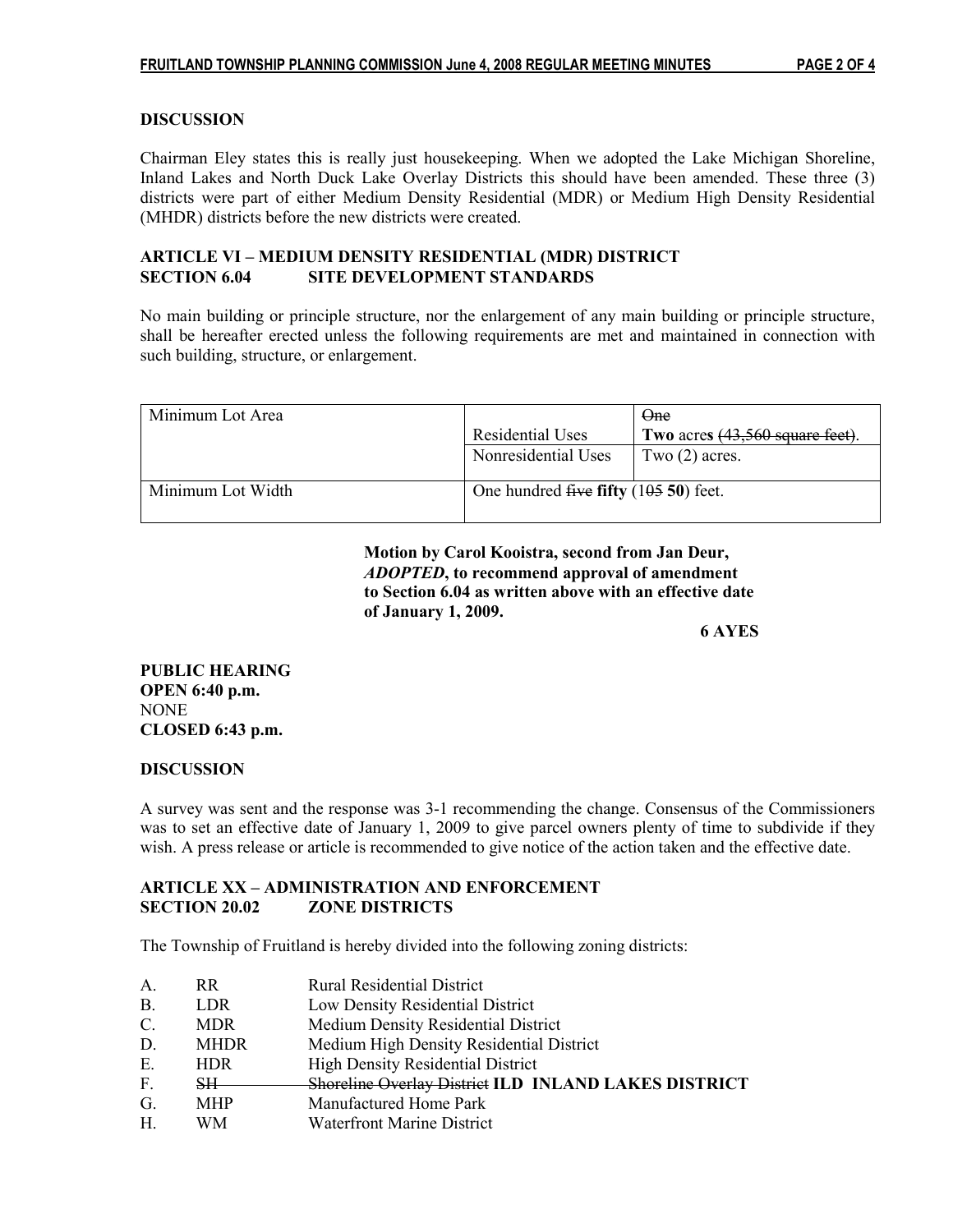**DISCUSSION**

Chairman Eley states this is really just housekeeping. When we adopted the Lake Michigan Shoreline, Inland Lakes and North Duck Lake Overlay Districts this should have been amended. These three (3) districts were part of either Medium Density Residential (MDR) or Medium High Density Residential (MHDR) districts before the new districts were created.

**ARTICLE VI – MEDIUM DENSITY RESIDENTIAL (MDR) DISTRICT**
**SECTION 6.04 SITE DEVELOPMENT STANDARDS**

No main building or principle structure, nor the enlargement of any main building or principle structure, shall be hereafter erected unless the following requirements are met and maintained in connection with such building, structure, or enlargement.

| | | |
|---|---|---|
| Minimum Lot Area | Residential Uses | ~~One~~ **Two** acre**s** ~~(43,560 square feet)~~. |
| | Nonresidential Uses | Two (2) acres. |
| Minimum Lot Width | One hundred ~~five~~ **fifty** (1~~05~~ **50**) feet. | |

**Motion by Carol Kooistra, second from Jan Deur, *ADOPTED*, to recommend approval of amendment to Section 6.04 as written above with an effective date of January 1, 2009.**

**6 AYES**

**PUBLIC HEARING**
**OPEN 6:40 p.m.**
NONE
**CLOSED 6:43 p.m.**

**DISCUSSION**

A survey was sent and the response was 3-1 recommending the change. Consensus of the Commissioners was to set an effective date of January 1, 2009 to give parcel owners plenty of time to subdivide if they wish. A press release or article is recommended to give notice of the action taken and the effective date.

**ARTICLE XX – ADMINISTRATION AND ENFORCEMENT**
**SECTION 20.02 ZONE DISTRICTS**

The Township of Fruitland is hereby divided into the following zoning districts:

A. RR Rural Residential District
B. LDR Low Density Residential District
C. MDR Medium Density Residential District
D. MHDR Medium High Density Residential District
E. HDR High Density Residential District
F. ~~SH~~ ~~Shoreline Overlay District~~ **ILD INLAND LAKES DISTRICT**
G. MHP Manufactured Home Park
H. WM Waterfront Marine District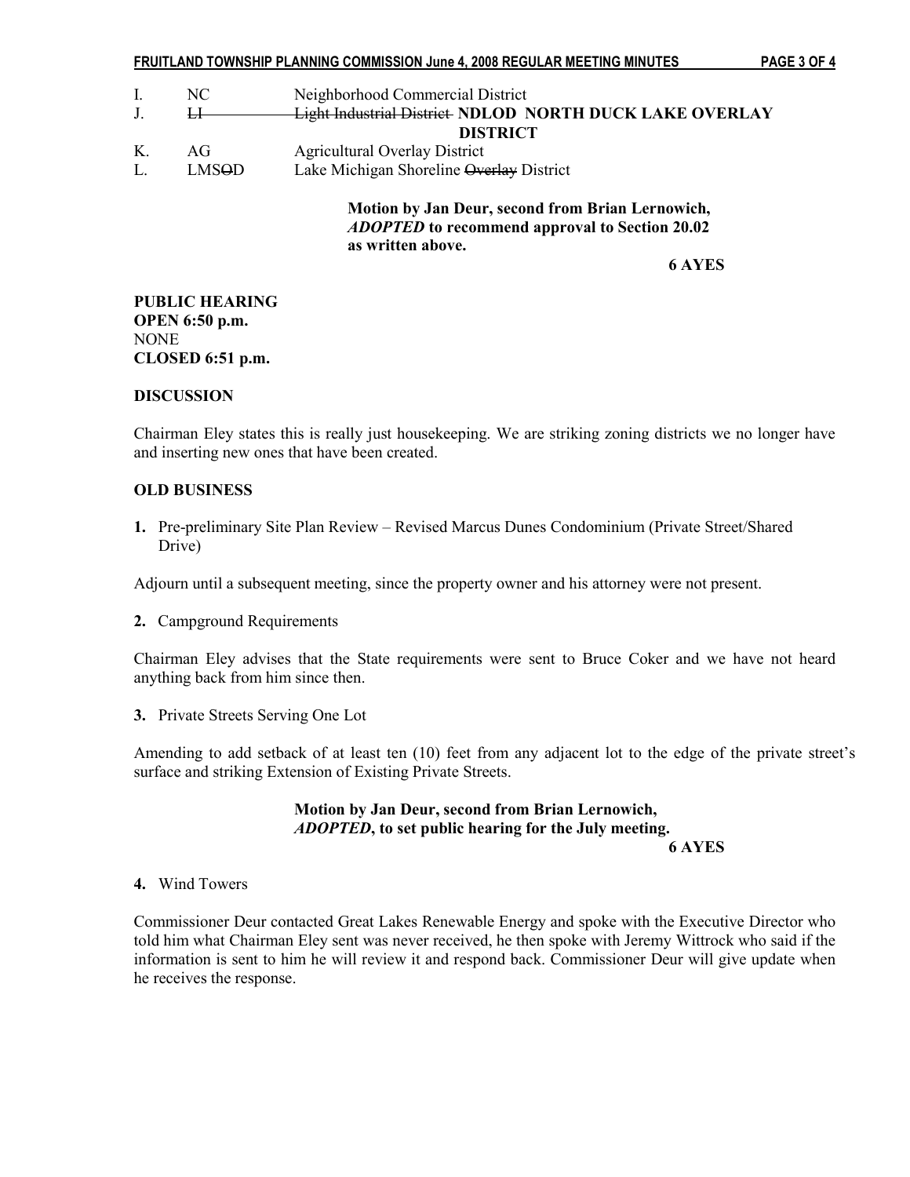| | | |
|---|---|---|
| I. | NC | Neighborhood Commercial District |
| J. | ~~LI~~ | ~~Light Industrial District~~ **NDLOD NORTH DUCK LAKE OVERLAY DISTRICT** |
| K. | AG | Agricultural Overlay District |
| L. | LMS~~O~~D | Lake Michigan Shoreline ~~Overlay~~ District |

**Motion by Jan Deur, second from Brian Lernowich, *ADOPTED* to recommend approval to Section 20.02 as written above.**

**6 AYES**

**PUBLIC HEARING**
**OPEN 6:50 p.m.**
NONE
**CLOSED 6:51 p.m.**

**DISCUSSION**

Chairman Eley states this is really just housekeeping. We are striking zoning districts we no longer have and inserting new ones that have been created.

**OLD BUSINESS**

**1.** Pre-preliminary Site Plan Review – Revised Marcus Dunes Condominium (Private Street/Shared Drive)

Adjourn until a subsequent meeting, since the property owner and his attorney were not present.

**2.** Campground Requirements

Chairman Eley advises that the State requirements were sent to Bruce Coker and we have not heard anything back from him since then.

**3.** Private Streets Serving One Lot

Amending to add setback of at least ten (10) feet from any adjacent lot to the edge of the private street's surface and striking Extension of Existing Private Streets.

**Motion by Jan Deur, second from Brian Lernowich, *ADOPTED*, to set public hearing for the July meeting.**

**6 AYES**

**4.** Wind Towers

Commissioner Deur contacted Great Lakes Renewable Energy and spoke with the Executive Director who told him what Chairman Eley sent was never received, he then spoke with Jeremy Wittrock who said if the information is sent to him he will review it and respond back. Commissioner Deur will give update when he receives the response.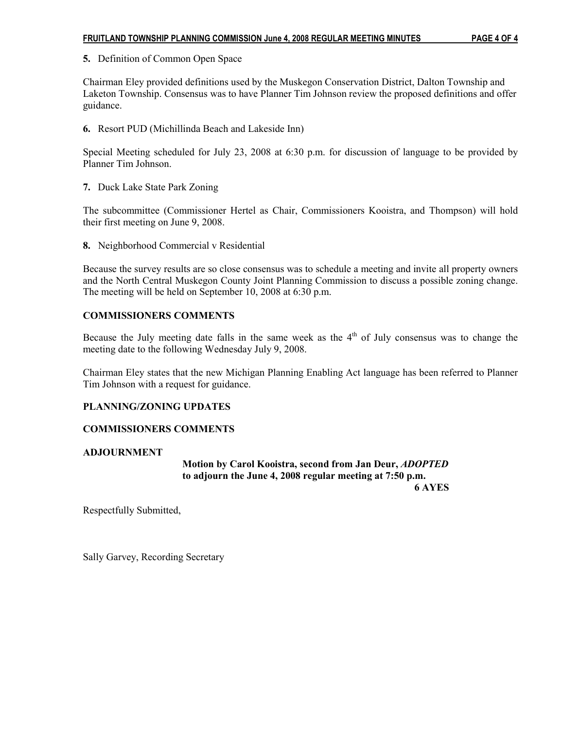**5.** Definition of Common Open Space

Chairman Eley provided definitions used by the Muskegon Conservation District, Dalton Township and Laketon Township. Consensus was to have Planner Tim Johnson review the proposed definitions and offer guidance.

**6.** Resort PUD (Michillinda Beach and Lakeside Inn)

Special Meeting scheduled for July 23, 2008 at 6:30 p.m. for discussion of language to be provided by Planner Tim Johnson.

**7.** Duck Lake State Park Zoning

The subcommittee (Commissioner Hertel as Chair, Commissioners Kooistra, and Thompson) will hold their first meeting on June 9, 2008.

**8.** Neighborhood Commercial v Residential

Because the survey results are so close consensus was to schedule a meeting and invite all property owners and the North Central Muskegon County Joint Planning Commission to discuss a possible zoning change. The meeting will be held on September 10, 2008 at 6:30 p.m.

**COMMISSIONERS COMMENTS**

Because the July meeting date falls in the same week as the 4th of July consensus was to change the meeting date to the following Wednesday July 9, 2008.

Chairman Eley states that the new Michigan Planning Enabling Act language has been referred to Planner Tim Johnson with a request for guidance.

**PLANNING/ZONING UPDATES**

**COMMISSIONERS COMMENTS**

**ADJOURNMENT**

**Motion by Carol Kooistra, second from Jan Deur, *ADOPTED* to adjourn the June 4, 2008 regular meeting at 7:50 p.m.**
**6 AYES**

Respectfully Submitted,

Sally Garvey, Recording Secretary